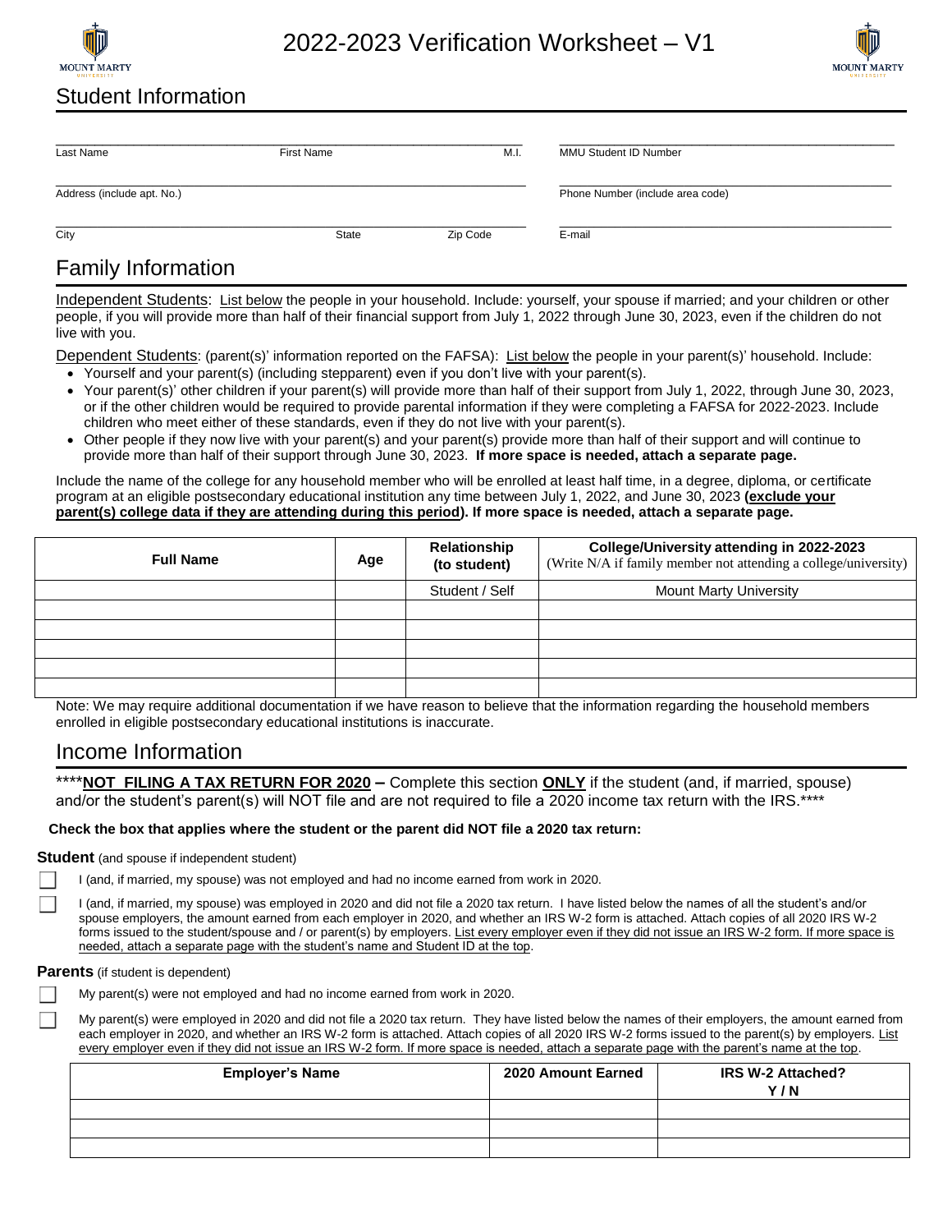# 2022-2023 Verification Worksheet – V1

## Student Information

| Last Name | First Name | M.I. | MMU Student ID Number |
|---|---|---|---|

| Address (include apt. No.) | Phone Number (include area code) |
|---|---|

| City | State | Zip Code | E-mail |
|---|---|---|---|

## Family Information

Independent Students: List below the people in your household. Include: yourself, your spouse if married; and your children or other people, if you will provide more than half of their financial support from July 1, 2022 through June 30, 2023, even if the children do not live with you.

Dependent Students: (parent(s)' information reported on the FAFSA): List below the people in your parent(s)' household. Include:

- Yourself and your parent(s) (including stepparent) even if you don't live with your parent(s).
- Your parent(s)' other children if your parent(s) will provide more than half of their support from July 1, 2022, through June 30, 2023, or if the other children would be required to provide parental information if they were completing a FAFSA for 2022-2023. Include children who meet either of these standards, even if they do not live with your parent(s).
- Other people if they now live with your parent(s) and your parent(s) provide more than half of their support and will continue to provide more than half of their support through June 30, 2023. **If more space is needed, attach a separate page.**

Include the name of the college for any household member who will be enrolled at least half time, in a degree, diploma, or certificate program at an eligible postsecondary educational institution any time between July 1, 2022, and June 30, 2023 **(exclude your parent(s) college data if they are attending during this period). If more space is needed, attach a separate page.**

| Full Name | Age | Relationship (to student) | College/University attending in 2022-2023 (Write N/A if family member not attending a college/university) |
|---|---|---|---|
| | | Student / Self | Mount Marty University |
| | | | |
| | | | |
| | | | |
| | | | |
| | | | |

Note: We may require additional documentation if we have reason to believe that the information regarding the household members enrolled in eligible postsecondary educational institutions is inaccurate.

## Income Information

\*\*\*\***NOT FILING A TAX RETURN FOR 2020 –** Complete this section **ONLY** if the student (and, if married, spouse) and/or the student's parent(s) will NOT file and are not required to file a 2020 income tax return with the IRS.\*\*\*\*

**Check the box that applies where the student or the parent did NOT file a 2020 tax return:**

**Student** (and spouse if independent student)

☐ I (and, if married, my spouse) was not employed and had no income earned from work in 2020.

☐ I (and, if married, my spouse) was employed in 2020 and did not file a 2020 tax return. I have listed below the names of all the student's and/or spouse employers, the amount earned from each employer in 2020, and whether an IRS W-2 form is attached. Attach copies of all 2020 IRS W-2 forms issued to the student/spouse and / or parent(s) by employers. List every employer even if they did not issue an IRS W-2 form. If more space is needed, attach a separate page with the student's name and Student ID at the top.

**Parents** (if student is dependent)

☐ My parent(s) were not employed and had no income earned from work in 2020.

☐ My parent(s) were employed in 2020 and did not file a 2020 tax return. They have listed below the names of their employers, the amount earned from each employer in 2020, and whether an IRS W-2 form is attached. Attach copies of all 2020 IRS W-2 forms issued to the parent(s) by employers. List every employer even if they did not issue an IRS W-2 form. If more space is needed, attach a separate page with the parent's name at the top.

| Employer's Name | 2020 Amount Earned | IRS W-2 Attached? Y / N |
|---|---|---|
| | | |
| | | |
| | | |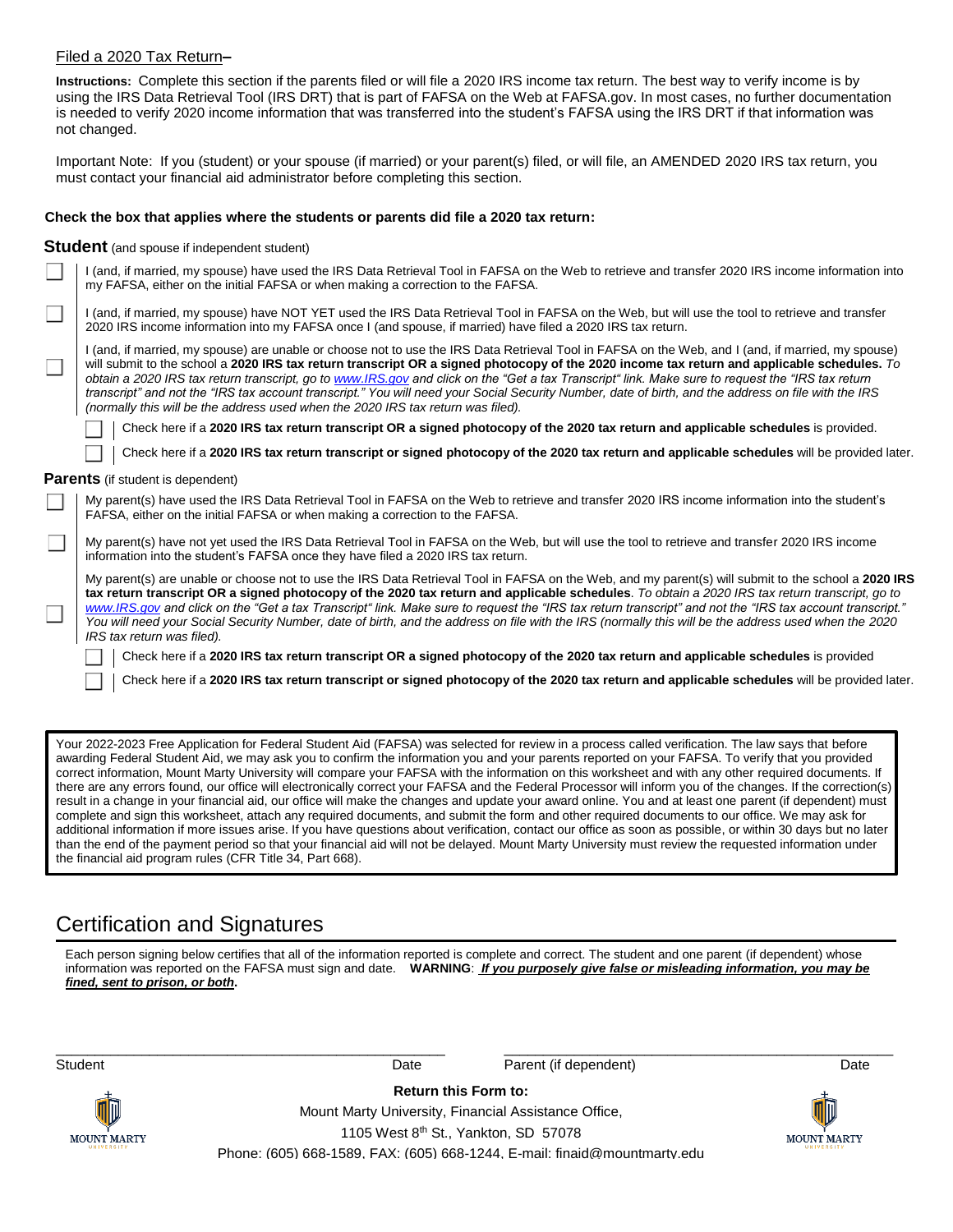Filed a 2020 Tax Return–

**Instructions:** Complete this section if the parents filed or will file a 2020 IRS income tax return. The best way to verify income is by using the IRS Data Retrieval Tool (IRS DRT) that is part of FAFSA on the Web at FAFSA.gov. In most cases, no further documentation is needed to verify 2020 income information that was transferred into the student's FAFSA using the IRS DRT if that information was not changed.

Important Note: If you (student) or your spouse (if married) or your parent(s) filed, or will file, an AMENDED 2020 IRS tax return, you must contact your financial aid administrator before completing this section.

**Check the box that applies where the students or parents did file a 2020 tax return:**

**Student** (and spouse if independent student)

- ☐ I (and, if married, my spouse) have used the IRS Data Retrieval Tool in FAFSA on the Web to retrieve and transfer 2020 IRS income information into my FAFSA, either on the initial FAFSA or when making a correction to the FAFSA.
- ☐ I (and, if married, my spouse) have NOT YET used the IRS Data Retrieval Tool in FAFSA on the Web, but will use the tool to retrieve and transfer 2020 IRS income information into my FAFSA once I (and spouse, if married) have filed a 2020 IRS tax return.
- ☐ I (and, if married, my spouse) are unable or choose not to use the IRS Data Retrieval Tool in FAFSA on the Web, and I (and, if married, my spouse) will submit to the school a **2020 IRS tax return transcript OR a signed photocopy of the 2020 income tax return and applicable schedules.** *To obtain a 2020 IRS tax return transcript, go to www.IRS.gov and click on the "Get a tax Transcript" link. Make sure to request the "IRS tax return transcript" and not the "IRS tax account transcript." You will need your Social Security Number, date of birth, and the address on file with the IRS (normally this will be the address used when the 2020 IRS tax return was filed).*
  - ☐ Check here if a **2020 IRS tax return transcript OR a signed photocopy of the 2020 tax return and applicable schedules** is provided.
  - ☐ Check here if a **2020 IRS tax return transcript or signed photocopy of the 2020 tax return and applicable schedules** will be provided later.

**Parents** (if student is dependent)

- ☐ My parent(s) have used the IRS Data Retrieval Tool in FAFSA on the Web to retrieve and transfer 2020 IRS income information into the student's FAFSA, either on the initial FAFSA or when making a correction to the FAFSA.
- ☐ My parent(s) have not yet used the IRS Data Retrieval Tool in FAFSA on the Web, but will use the tool to retrieve and transfer 2020 IRS income information into the student's FAFSA once they have filed a 2020 IRS tax return.
- ☐ My parent(s) are unable or choose not to use the IRS Data Retrieval Tool in FAFSA on the Web, and my parent(s) will submit to the school a **2020 IRS tax return transcript OR a signed photocopy of the 2020 tax return and applicable schedules**. *To obtain a 2020 IRS tax return transcript, go to www.IRS.gov and click on the "Get a tax Transcript" link. Make sure to request the "IRS tax return transcript" and not the "IRS tax account transcript." You will need your Social Security Number, date of birth, and the address on file with the IRS (normally this will be the address used when the 2020 IRS tax return was filed).*
  - ☐ Check here if a **2020 IRS tax return transcript OR a signed photocopy of the 2020 tax return and applicable schedules** is provided
  - ☐ Check here if a **2020 IRS tax return transcript or signed photocopy of the 2020 tax return and applicable schedules** will be provided later.

Your 2022-2023 Free Application for Federal Student Aid (FAFSA) was selected for review in a process called verification. The law says that before awarding Federal Student Aid, we may ask you to confirm the information you and your parents reported on your FAFSA. To verify that you provided correct information, Mount Marty University will compare your FAFSA with the information on this worksheet and with any other required documents. If there are any errors found, our office will electronically correct your FAFSA and the Federal Processor will inform you of the changes. If the correction(s) result in a change in your financial aid, our office will make the changes and update your award online. You and at least one parent (if dependent) must complete and sign this worksheet, attach any required documents, and submit the form and other required documents to our office. We may ask for additional information if more issues arise. If you have questions about verification, contact our office as soon as possible, or within 30 days but no later than the end of the payment period so that your financial aid will not be delayed. Mount Marty University must review the requested information under the financial aid program rules (CFR Title 34, Part 668).

## Certification and Signatures

Each person signing below certifies that all of the information reported is complete and correct. The student and one parent (if dependent) whose information was reported on the FAFSA must sign and date. **WARNING**: ***If you purposely give false or misleading information, you may be fined, sent to prison, or both*.**

\_\_\_\_\_\_\_\_\_\_\_\_\_\_\_\_\_\_\_\_\_\_\_\_\_\_\_\_\_\_\_\_\_\_\_\_\_\_\_\_\_\_\_\_ \_\_\_\_\_\_\_\_\_\_\_\_\_\_\_\_\_\_\_\_\_\_\_\_\_\_\_\_\_\_\_\_\_\_\_\_\_\_\_\_\_\_\_\_

Student Date Parent (if dependent) Date

**Return this Form to:**

Mount Marty University, Financial Assistance Office,

1105 West 8th St., Yankton, SD 57078

Phone: (605) 668-1589, FAX: (605) 668-1244, E-mail: finaid@mountmarty.edu